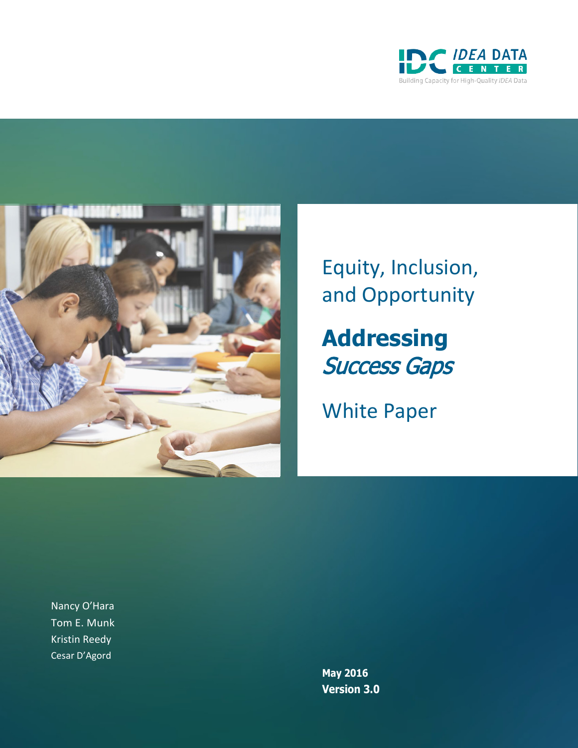IDC IDEA DATA CENTER

Building Capacity for High-Quality *IDEA* Data

# Equity, Inclusion, and Opportunity

# **Addressing** *Success Gaps*

## White Paper

Nancy O'Hara
Tom E. Munk
Kristin Reedy
Cesar D'Agord

**May 2016**
**Version 3.0**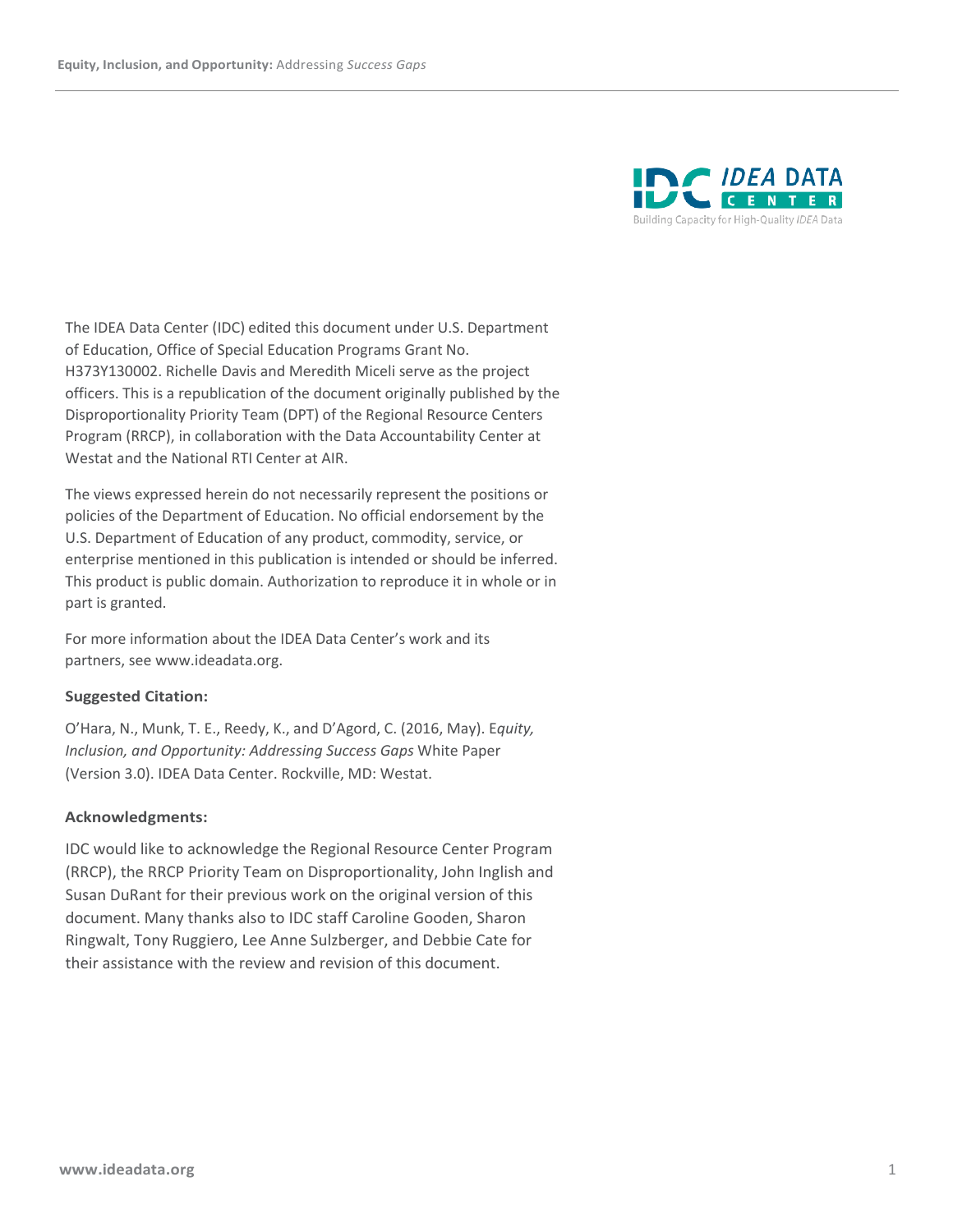The IDEA Data Center (IDC) edited this document under U.S. Department of Education, Office of Special Education Programs Grant No. H373Y130002. Richelle Davis and Meredith Miceli serve as the project officers. This is a republication of the document originally published by the Disproportionality Priority Team (DPT) of the Regional Resource Centers Program (RRCP), in collaboration with the Data Accountability Center at Westat and the National RTI Center at AIR.

The views expressed herein do not necessarily represent the positions or policies of the Department of Education. No official endorsement by the U.S. Department of Education of any product, commodity, service, or enterprise mentioned in this publication is intended or should be inferred. This product is public domain. Authorization to reproduce it in whole or in part is granted.

For more information about the IDEA Data Center's work and its partners, see www.ideadata.org.

**Suggested Citation:**

O'Hara, N., Munk, T. E., Reedy, K., and D'Agord, C. (2016, May). E*quity, Inclusion, and Opportunity: Addressing Success Gaps* White Paper (Version 3.0). IDEA Data Center. Rockville, MD: Westat.

**Acknowledgments:**

IDC would like to acknowledge the Regional Resource Center Program (RRCP), the RRCP Priority Team on Disproportionality, John Inglish and Susan DuRant for their previous work on the original version of this document. Many thanks also to IDC staff Caroline Gooden, Sharon Ringwalt, Tony Ruggiero, Lee Anne Sulzberger, and Debbie Cate for their assistance with the review and revision of this document.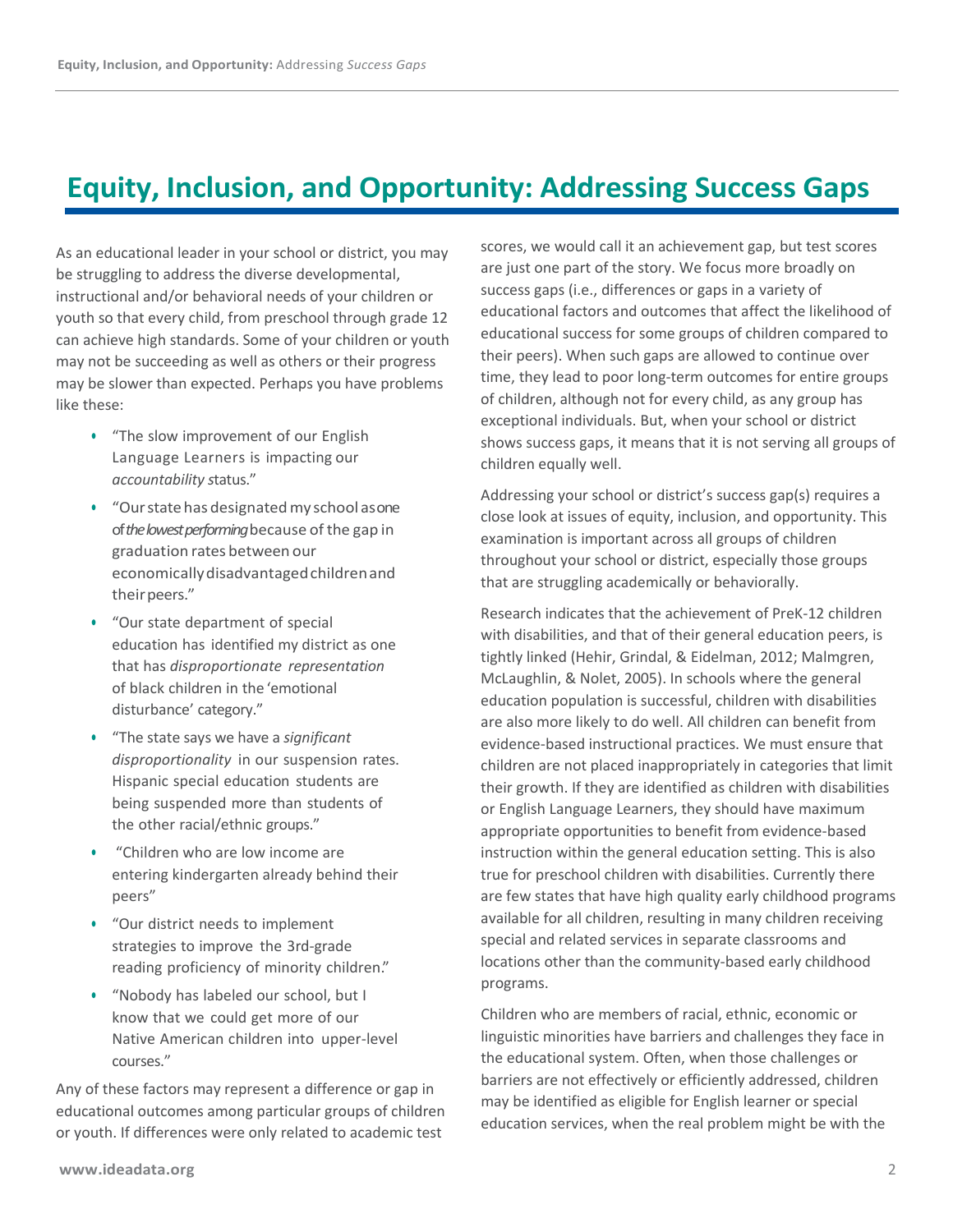# Equity, Inclusion, and Opportunity: Addressing Success Gaps

As an educational leader in your school or district, you may be struggling to address the diverse developmental, instructional and/or behavioral needs of your children or youth so that every child, from preschool through grade 12 can achieve high standards. Some of your children or youth may not be succeeding as well as others or their progress may be slower than expected. Perhaps you have problems like these:

- "The slow improvement of our English Language Learners is impacting our *accountability s*tatus."
- "Our state has designated my school as one of *the lowest performing* because of the gap in graduation rates between our economically disadvantaged children and their peers."
- "Our state department of special education has identified my district as one that has *disproportionate representation* of black children in the 'emotional disturbance' category."
- "The state says we have a *significant disproportionality* in our suspension rates. Hispanic special education students are being suspended more than students of the other racial/ethnic groups."
- "Children who are low income are entering kindergarten already behind their peers"
- "Our district needs to implement strategies to improve the 3rd-grade reading proficiency of minority children."
- "Nobody has labeled our school, but I know that we could get more of our Native American children into upper-level courses."

Any of these factors may represent a difference or gap in educational outcomes among particular groups of children or youth. If differences were only related to academic test scores, we would call it an achievement gap, but test scores are just one part of the story. We focus more broadly on success gaps (i.e., differences or gaps in a variety of educational factors and outcomes that affect the likelihood of educational success for some groups of children compared to their peers). When such gaps are allowed to continue over time, they lead to poor long-term outcomes for entire groups of children, although not for every child, as any group has exceptional individuals. But, when your school or district shows success gaps, it means that it is not serving all groups of children equally well.

Addressing your school or district's success gap(s) requires a close look at issues of equity, inclusion, and opportunity. This examination is important across all groups of children throughout your school or district, especially those groups that are struggling academically or behaviorally.

Research indicates that the achievement of PreK-12 children with disabilities, and that of their general education peers, is tightly linked (Hehir, Grindal, & Eidelman, 2012; Malmgren, McLaughlin, & Nolet, 2005). In schools where the general education population is successful, children with disabilities are also more likely to do well. All children can benefit from evidence-based instructional practices. We must ensure that children are not placed inappropriately in categories that limit their growth. If they are identified as children with disabilities or English Language Learners, they should have maximum appropriate opportunities to benefit from evidence-based instruction within the general education setting. This is also true for preschool children with disabilities. Currently there are few states that have high quality early childhood programs available for all children, resulting in many children receiving special and related services in separate classrooms and locations other than the community-based early childhood programs.

Children who are members of racial, ethnic, economic or linguistic minorities have barriers and challenges they face in the educational system. Often, when those challenges or barriers are not effectively or efficiently addressed, children may be identified as eligible for English learner or special education services, when the real problem might be with the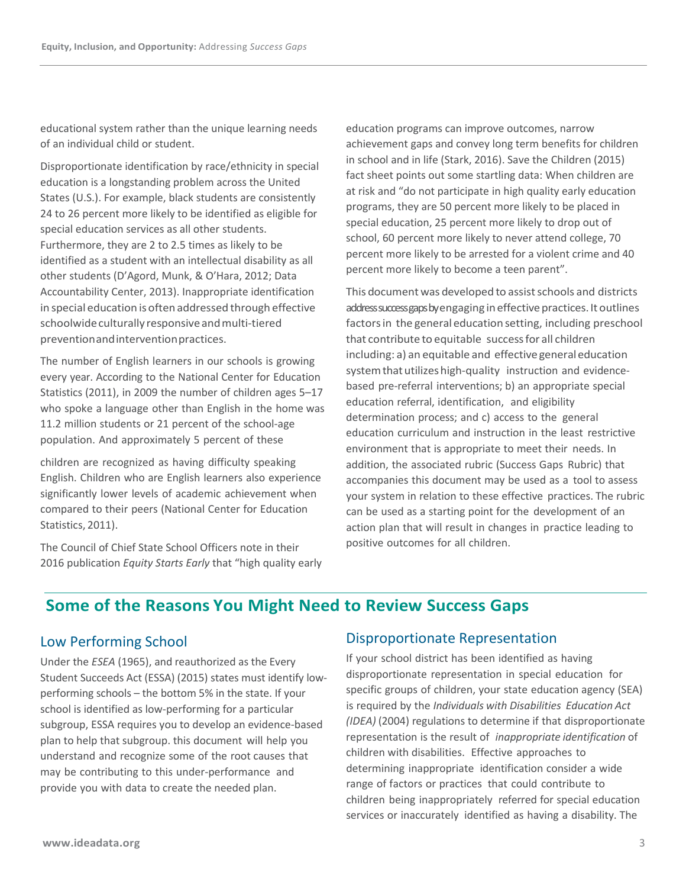educational system rather than the unique learning needs of an individual child or student.

Disproportionate identification by race/ethnicity in special education is a longstanding problem across the United States (U.S.). For example, black students are consistently 24 to 26 percent more likely to be identified as eligible for special education services as all other students. Furthermore, they are 2 to 2.5 times as likely to be identified as a student with an intellectual disability as all other students (D'Agord, Munk, & O'Hara, 2012; Data Accountability Center, 2013). Inappropriate identification in special education is often addressed through effective schoolwide culturally responsive and multi-tiered prevention and intervention practices.

The number of English learners in our schools is growing every year. According to the National Center for Education Statistics (2011), in 2009 the number of children ages 5–17 who spoke a language other than English in the home was 11.2 million students or 21 percent of the school-age population. And approximately 5 percent of these children are recognized as having difficulty speaking English. Children who are English learners also experience significantly lower levels of academic achievement when compared to their peers (National Center for Education Statistics, 2011).

The Council of Chief State School Officers note in their 2016 publication *Equity Starts Early* that "high quality early education programs can improve outcomes, narrow achievement gaps and convey long term benefits for children in school and in life (Stark, 2016). Save the Children (2015) fact sheet points out some startling data: When children are at risk and "do not participate in high quality early education programs, they are 50 percent more likely to be placed in special education, 25 percent more likely to drop out of school, 60 percent more likely to never attend college, 70 percent more likely to be arrested for a violent crime and 40 percent more likely to become a teen parent".

This document was developed to assist schools and districts address success gaps by engaging in effective practices. It outlines factors in the general education setting, including preschool that contribute to equitable success for all children including: a) an equitable and effective general education system that utilizes high-quality instruction and evidence-based pre-referral interventions; b) an appropriate special education referral, identification, and eligibility determination process; and c) access to the general education curriculum and instruction in the least restrictive environment that is appropriate to meet their needs. In addition, the associated rubric (Success Gaps Rubric) that accompanies this document may be used as a tool to assess your system in relation to these effective practices. The rubric can be used as a starting point for the development of an action plan that will result in changes in practice leading to positive outcomes for all children.

## Some of the Reasons You Might Need to Review Success Gaps

### Low Performing School

Under the *ESEA* (1965), and reauthorized as the Every Student Succeeds Act (ESSA) (2015) states must identify low-performing schools – the bottom 5% in the state. If your school is identified as low-performing for a particular subgroup, ESSA requires you to develop an evidence-based plan to help that subgroup. this document will help you understand and recognize some of the root causes that may be contributing to this under-performance and provide you with data to create the needed plan.

### Disproportionate Representation

If your school district has been identified as having disproportionate representation in special education for specific groups of children, your state education agency (SEA) is required by the *Individuals with Disabilities Education Act (IDEA)* (2004) regulations to determine if that disproportionate representation is the result of *inappropriate identification* of children with disabilities. Effective approaches to determining inappropriate identification consider a wide range of factors or practices that could contribute to children being inappropriately referred for special education services or inaccurately identified as having a disability. The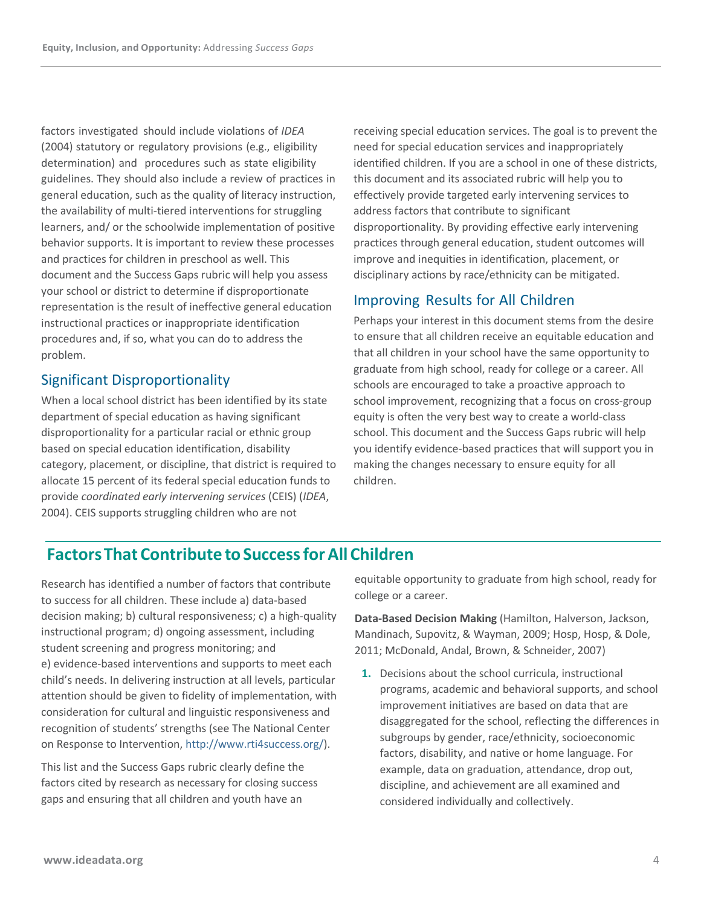factors investigated should include violations of *IDEA* (2004) statutory or regulatory provisions (e.g., eligibility determination) and procedures such as state eligibility guidelines. They should also include a review of practices in general education, such as the quality of literacy instruction, the availability of multi-tiered interventions for struggling learners, and/ or the schoolwide implementation of positive behavior supports. It is important to review these processes and practices for children in preschool as well. This document and the Success Gaps rubric will help you assess your school or district to determine if disproportionate representation is the result of ineffective general education instructional practices or inappropriate identification procedures and, if so, what you can do to address the problem.

## Significant Disproportionality

When a local school district has been identified by its state department of special education as having significant disproportionality for a particular racial or ethnic group based on special education identification, disability category, placement, or discipline, that district is required to allocate 15 percent of its federal special education funds to provide *coordinated early intervening services* (CEIS) (*IDEA*, 2004). CEIS supports struggling children who are not receiving special education services. The goal is to prevent the need for special education services and inappropriately identified children. If you are a school in one of these districts, this document and its associated rubric will help you to effectively provide targeted early intervening services to address factors that contribute to significant disproportionality. By providing effective early intervening practices through general education, student outcomes will improve and inequities in identification, placement, or disciplinary actions by race/ethnicity can be mitigated.

## Improving Results for All Children

Perhaps your interest in this document stems from the desire to ensure that all children receive an equitable education and that all children in your school have the same opportunity to graduate from high school, ready for college or a career. All schools are encouraged to take a proactive approach to school improvement, recognizing that a focus on cross-group equity is often the very best way to create a world-class school. This document and the Success Gaps rubric will help you identify evidence-based practices that will support you in making the changes necessary to ensure equity for all children.

# Factors That Contribute to Success for All Children

Research has identified a number of factors that contribute to success for all children. These include a) data-based decision making; b) cultural responsiveness; c) a high-quality instructional program; d) ongoing assessment, including student screening and progress monitoring; and e) evidence-based interventions and supports to meet each child's needs. In delivering instruction at all levels, particular attention should be given to fidelity of implementation, with consideration for cultural and linguistic responsiveness and recognition of students' strengths (see The National Center on Response to Intervention, http://www.rti4success.org/).

This list and the Success Gaps rubric clearly define the factors cited by research as necessary for closing success gaps and ensuring that all children and youth have an equitable opportunity to graduate from high school, ready for college or a career.

**Data-Based Decision Making** (Hamilton, Halverson, Jackson, Mandinach, Supovitz, & Wayman, 2009; Hosp, Hosp, & Dole, 2011; McDonald, Andal, Brown, & Schneider, 2007)

1. Decisions about the school curricula, instructional programs, academic and behavioral supports, and school improvement initiatives are based on data that are disaggregated for the school, reflecting the differences in subgroups by gender, race/ethnicity, socioeconomic factors, disability, and native or home language. For example, data on graduation, attendance, drop out, discipline, and achievement are all examined and considered individually and collectively.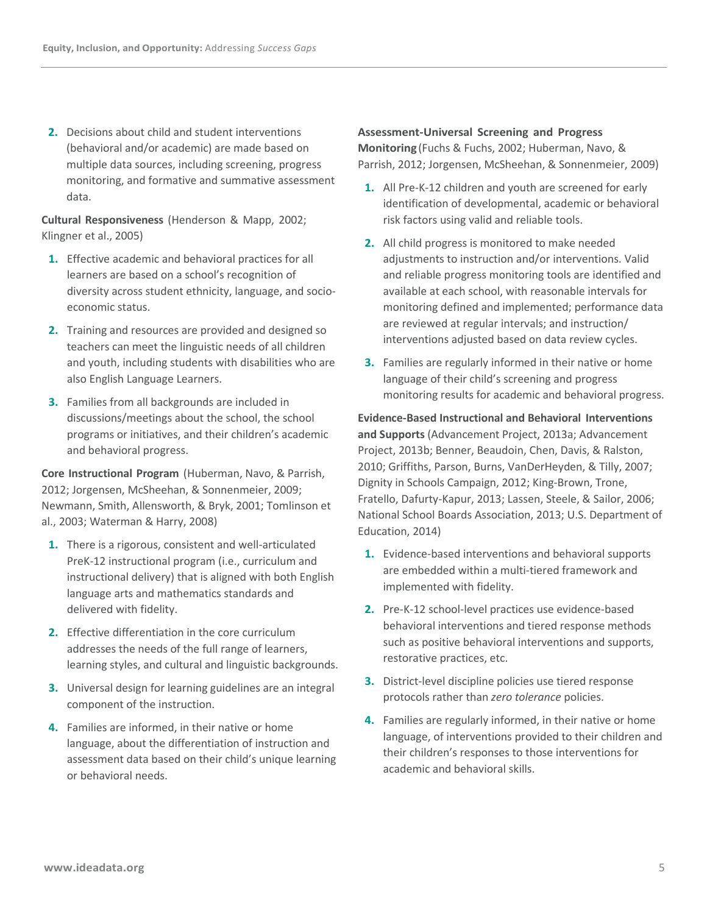2. Decisions about child and student interventions (behavioral and/or academic) are made based on multiple data sources, including screening, progress monitoring, and formative and summative assessment data.

**Cultural Responsiveness** (Henderson & Mapp, 2002; Klingner et al., 2005)

1. Effective academic and behavioral practices for all learners are based on a school's recognition of diversity across student ethnicity, language, and socio-economic status.
2. Training and resources are provided and designed so teachers can meet the linguistic needs of all children and youth, including students with disabilities who are also English Language Learners.
3. Families from all backgrounds are included in discussions/meetings about the school, the school programs or initiatives, and their children's academic and behavioral progress.

**Core Instructional Program** (Huberman, Navo, & Parrish, 2012; Jorgensen, McSheehan, & Sonnenmeier, 2009; Newmann, Smith, Allensworth, & Bryk, 2001; Tomlinson et al., 2003; Waterman & Harry, 2008)

1. There is a rigorous, consistent and well-articulated PreK-12 instructional program (i.e., curriculum and instructional delivery) that is aligned with both English language arts and mathematics standards and delivered with fidelity.
2. Effective differentiation in the core curriculum addresses the needs of the full range of learners, learning styles, and cultural and linguistic backgrounds.
3. Universal design for learning guidelines are an integral component of the instruction.
4. Families are informed, in their native or home language, about the differentiation of instruction and assessment data based on their child's unique learning or behavioral needs.

**Assessment-Universal Screening and Progress Monitoring** (Fuchs & Fuchs, 2002; Huberman, Navo, & Parrish, 2012; Jorgensen, McSheehan, & Sonnenmeier, 2009)

1. All Pre-K-12 children and youth are screened for early identification of developmental, academic or behavioral risk factors using valid and reliable tools.
2. All child progress is monitored to make needed adjustments to instruction and/or interventions. Valid and reliable progress monitoring tools are identified and available at each school, with reasonable intervals for monitoring defined and implemented; performance data are reviewed at regular intervals; and instruction/interventions adjusted based on data review cycles.
3. Families are regularly informed in their native or home language of their child's screening and progress monitoring results for academic and behavioral progress.

**Evidence-Based Instructional and Behavioral Interventions and Supports** (Advancement Project, 2013a; Advancement Project, 2013b; Benner, Beaudoin, Chen, Davis, & Ralston, 2010; Griffiths, Parson, Burns, VanDerHeyden, & Tilly, 2007; Dignity in Schools Campaign, 2012; King-Brown, Trone, Fratello, Dafurty-Kapur, 2013; Lassen, Steele, & Sailor, 2006; National School Boards Association, 2013; U.S. Department of Education, 2014)

1. Evidence-based interventions and behavioral supports are embedded within a multi-tiered framework and implemented with fidelity.
2. Pre-K-12 school-level practices use evidence-based behavioral interventions and tiered response methods such as positive behavioral interventions and supports, restorative practices, etc.
3. District-level discipline policies use tiered response protocols rather than *zero tolerance* policies.
4. Families are regularly informed, in their native or home language, of interventions provided to their children and their children's responses to those interventions for academic and behavioral skills.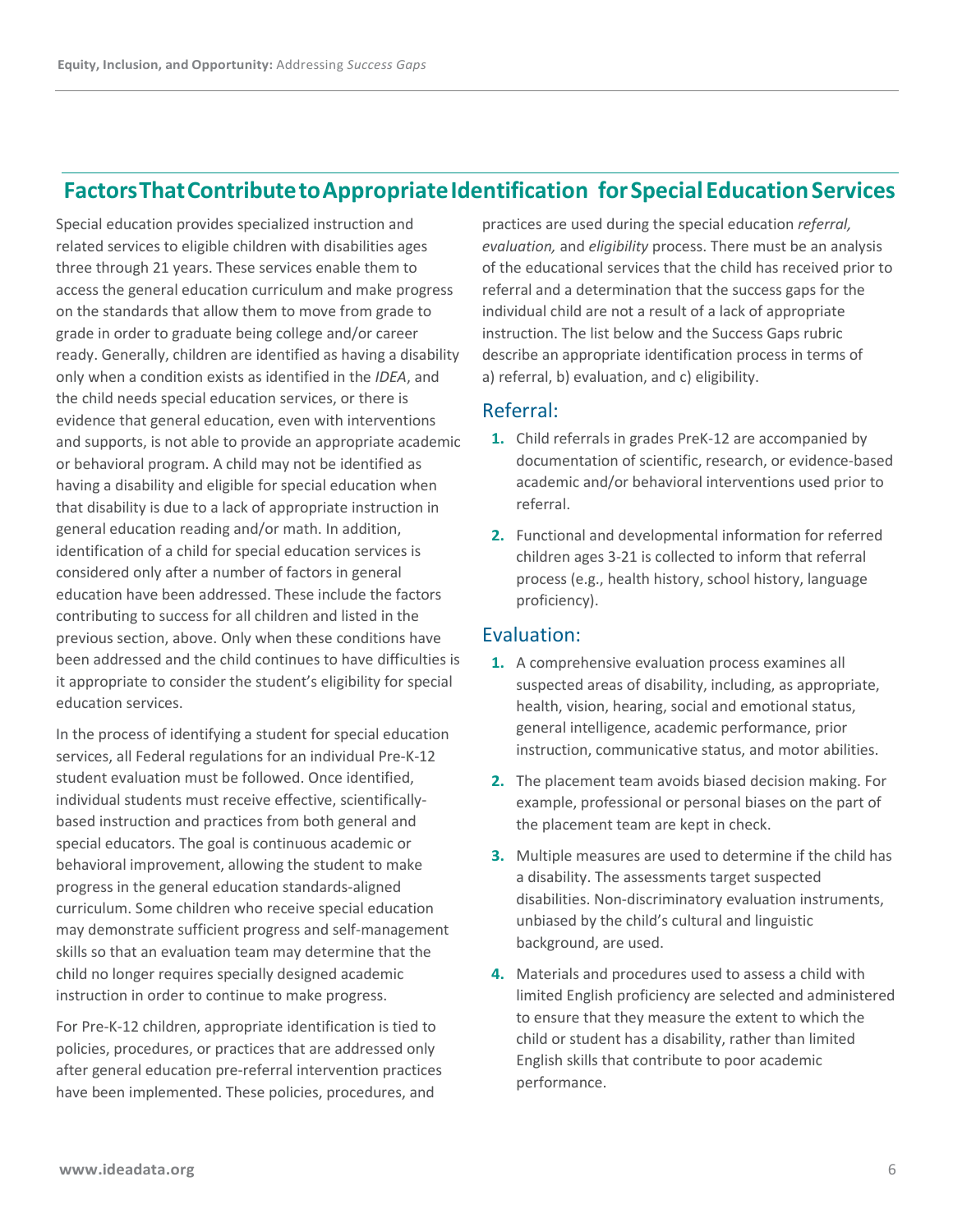## Factors That Contribute to Appropriate Identification for Special Education Services

Special education provides specialized instruction and related services to eligible children with disabilities ages three through 21 years. These services enable them to access the general education curriculum and make progress on the standards that allow them to move from grade to grade in order to graduate being college and/or career ready. Generally, children are identified as having a disability only when a condition exists as identified in the *IDEA*, and the child needs special education services, or there is evidence that general education, even with interventions and supports, is not able to provide an appropriate academic or behavioral program. A child may not be identified as having a disability and eligible for special education when that disability is due to a lack of appropriate instruction in general education reading and/or math. In addition, identification of a child for special education services is considered only after a number of factors in general education have been addressed. These include the factors contributing to success for all children and listed in the previous section, above. Only when these conditions have been addressed and the child continues to have difficulties is it appropriate to consider the student's eligibility for special education services.

In the process of identifying a student for special education services, all Federal regulations for an individual Pre-K-12 student evaluation must be followed. Once identified, individual students must receive effective, scientifically-based instruction and practices from both general and special educators. The goal is continuous academic or behavioral improvement, allowing the student to make progress in the general education standards-aligned curriculum. Some children who receive special education may demonstrate sufficient progress and self-management skills so that an evaluation team may determine that the child no longer requires specially designed academic instruction in order to continue to make progress.

For Pre-K-12 children, appropriate identification is tied to policies, procedures, or practices that are addressed only after general education pre-referral intervention practices have been implemented. These policies, procedures, and practices are used during the special education *referral, evaluation,* and *eligibility* process. There must be an analysis of the educational services that the child has received prior to referral and a determination that the success gaps for the individual child are not a result of a lack of appropriate instruction. The list below and the Success Gaps rubric describe an appropriate identification process in terms of a) referral, b) evaluation, and c) eligibility.

### Referral:

1. Child referrals in grades PreK-12 are accompanied by documentation of scientific, research, or evidence-based academic and/or behavioral interventions used prior to referral.
2. Functional and developmental information for referred children ages 3-21 is collected to inform that referral process (e.g., health history, school history, language proficiency).

### Evaluation:

1. A comprehensive evaluation process examines all suspected areas of disability, including, as appropriate, health, vision, hearing, social and emotional status, general intelligence, academic performance, prior instruction, communicative status, and motor abilities.
2. The placement team avoids biased decision making. For example, professional or personal biases on the part of the placement team are kept in check.
3. Multiple measures are used to determine if the child has a disability. The assessments target suspected disabilities. Non-discriminatory evaluation instruments, unbiased by the child's cultural and linguistic background, are used.
4. Materials and procedures used to assess a child with limited English proficiency are selected and administered to ensure that they measure the extent to which the child or student has a disability, rather than limited English skills that contribute to poor academic performance.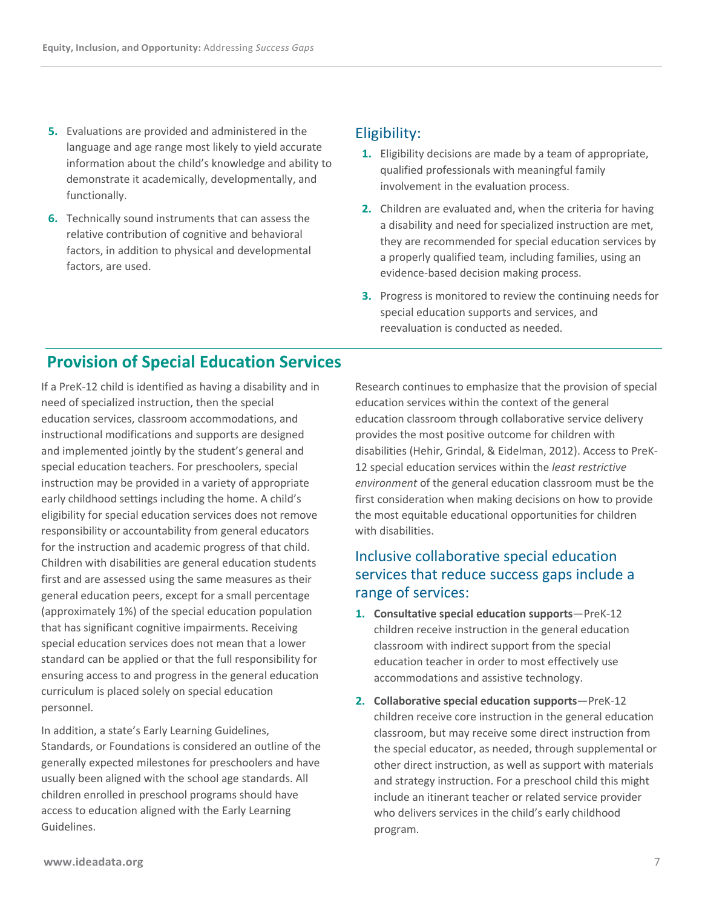5. Evaluations are provided and administered in the language and age range most likely to yield accurate information about the child's knowledge and ability to demonstrate it academically, developmentally, and functionally.
6. Technically sound instruments that can assess the relative contribution of cognitive and behavioral factors, in addition to physical and developmental factors, are used.

### Eligibility:

1. Eligibility decisions are made by a team of appropriate, qualified professionals with meaningful family involvement in the evaluation process.
2. Children are evaluated and, when the criteria for having a disability and need for specialized instruction are met, they are recommended for special education services by a properly qualified team, including families, using an evidence-based decision making process.
3. Progress is monitored to review the continuing needs for special education supports and services, and reevaluation is conducted as needed.

## Provision of Special Education Services

If a PreK-12 child is identified as having a disability and in need of specialized instruction, then the special education services, classroom accommodations, and instructional modifications and supports are designed and implemented jointly by the student's general and special education teachers. For preschoolers, special instruction may be provided in a variety of appropriate early childhood settings including the home. A child's eligibility for special education services does not remove responsibility or accountability from general educators for the instruction and academic progress of that child. Children with disabilities are general education students first and are assessed using the same measures as their general education peers, except for a small percentage (approximately 1%) of the special education population that has significant cognitive impairments. Receiving special education services does not mean that a lower standard can be applied or that the full responsibility for ensuring access to and progress in the general education curriculum is placed solely on special education personnel.

In addition, a state's Early Learning Guidelines, Standards, or Foundations is considered an outline of the generally expected milestones for preschoolers and have usually been aligned with the school age standards. All children enrolled in preschool programs should have access to education aligned with the Early Learning Guidelines.

Research continues to emphasize that the provision of special education services within the context of the general education classroom through collaborative service delivery provides the most positive outcome for children with disabilities (Hehir, Grindal, & Eidelman, 2012). Access to PreK-12 special education services within the *least restrictive environment* of the general education classroom must be the first consideration when making decisions on how to provide the most equitable educational opportunities for children with disabilities.

### Inclusive collaborative special education services that reduce success gaps include a range of services:

1. **Consultative special education supports**—PreK-12 children receive instruction in the general education classroom with indirect support from the special education teacher in order to most effectively use accommodations and assistive technology.
2. **Collaborative special education supports**—PreK-12 children receive core instruction in the general education classroom, but may receive some direct instruction from the special educator, as needed, through supplemental or other direct instruction, as well as support with materials and strategy instruction. For a preschool child this might include an itinerant teacher or related service provider who delivers services in the child's early childhood program.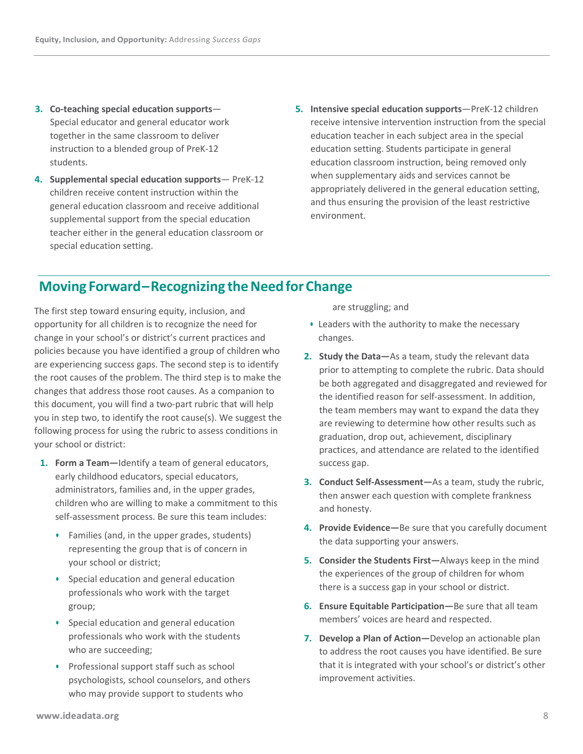3. **Co-teaching special education supports**—Special educator and general educator work together in the same classroom to deliver instruction to a blended group of PreK-12 students.
4. **Supplemental special education supports**— PreK-12 children receive content instruction within the general education classroom and receive additional supplemental support from the special education teacher either in the general education classroom or special education setting.
5. **Intensive special education supports**—PreK-12 children receive intensive intervention instruction from the special education teacher in each subject area in the special education setting. Students participate in general education classroom instruction, being removed only when supplementary aids and services cannot be appropriately delivered in the general education setting, and thus ensuring the provision of the least restrictive environment.

## Moving Forward–Recognizing the Need for Change

The first step toward ensuring equity, inclusion, and opportunity for all children is to recognize the need for change in your school's or district's current practices and policies because you have identified a group of children who are experiencing success gaps. The second step is to identify the root causes of the problem. The third step is to make the changes that address those root causes. As a companion to this document, you will find a two-part rubric that will help you in step two, to identify the root cause(s). We suggest the following process for using the rubric to assess conditions in your school or district:

1. **Form a Team—**Identify a team of general educators, early childhood educators, special educators, administrators, families and, in the upper grades, children who are willing to make a commitment to this self-assessment process. Be sure this team includes:
   - Families (and, in the upper grades, students) representing the group that is of concern in your school or district;
   - Special education and general education professionals who work with the target group;
   - Special education and general education professionals who work with the students who are succeeding;
   - Professional support staff such as school psychologists, school counselors, and others who may provide support to students who are struggling; and
   - Leaders with the authority to make the necessary changes.
2. **Study the Data—**As a team, study the relevant data prior to attempting to complete the rubric. Data should be both aggregated and disaggregated and reviewed for the identified reason for self-assessment. In addition, the team members may want to expand the data they are reviewing to determine how other results such as graduation, drop out, achievement, disciplinary practices, and attendance are related to the identified success gap.
3. **Conduct Self-Assessment—**As a team, study the rubric, then answer each question with complete frankness and honesty.
4. **Provide Evidence—**Be sure that you carefully document the data supporting your answers.
5. **Consider the Students First—**Always keep in the mind the experiences of the group of children for whom there is a success gap in your school or district.
6. **Ensure Equitable Participation—**Be sure that all team members' voices are heard and respected.
7. **Develop a Plan of Action—**Develop an actionable plan to address the root causes you have identified. Be sure that it is integrated with your school's or district's other improvement activities.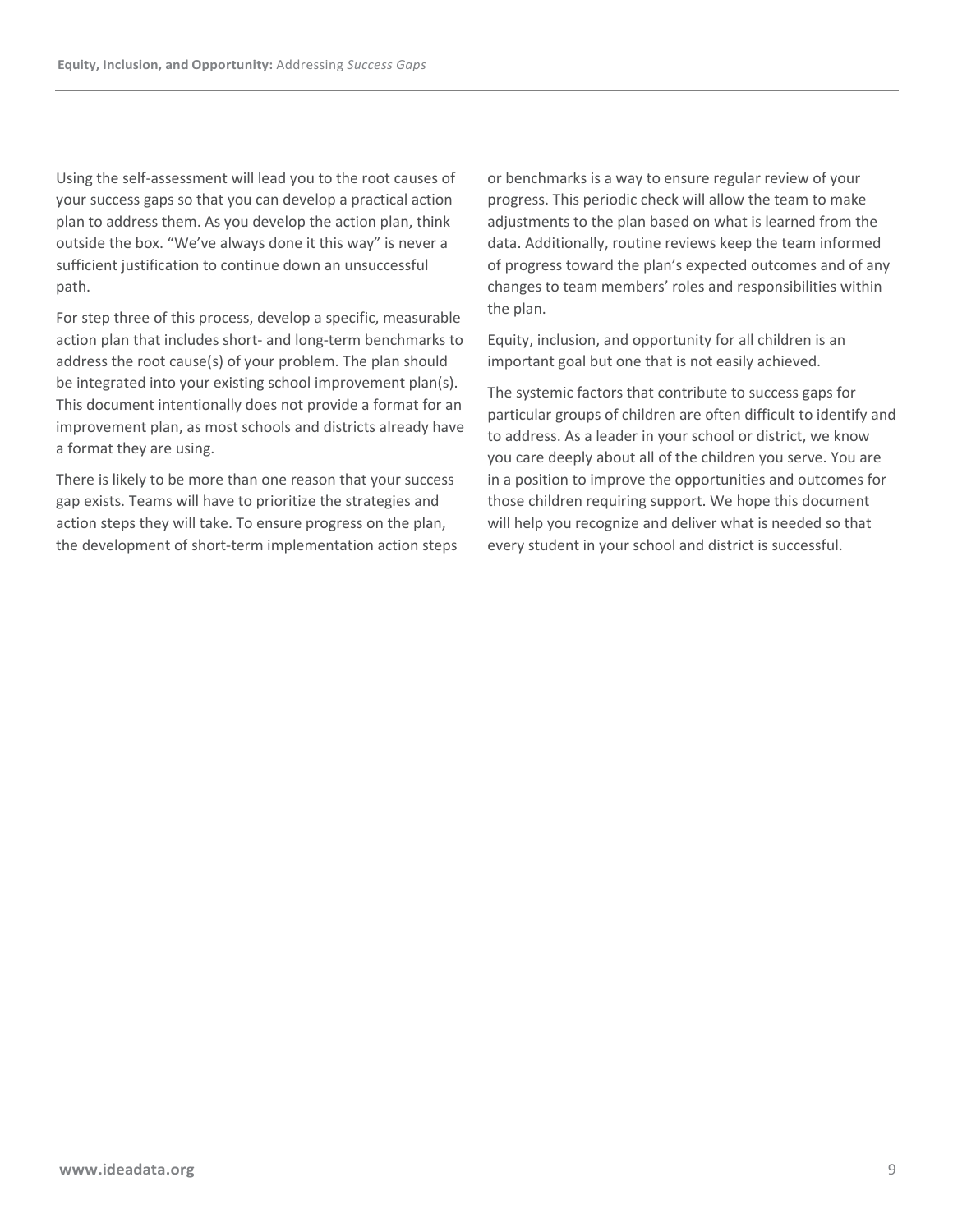Using the self-assessment will lead you to the root causes of your success gaps so that you can develop a practical action plan to address them. As you develop the action plan, think outside the box. “We’ve always done it this way” is never a sufficient justification to continue down an unsuccessful path.

For step three of this process, develop a specific, measurable action plan that includes short- and long-term benchmarks to address the root cause(s) of your problem. The plan should be integrated into your existing school improvement plan(s). This document intentionally does not provide a format for an improvement plan, as most schools and districts already have a format they are using.

There is likely to be more than one reason that your success gap exists. Teams will have to prioritize the strategies and action steps they will take. To ensure progress on the plan, the development of short-term implementation action steps or benchmarks is a way to ensure regular review of your progress. This periodic check will allow the team to make adjustments to the plan based on what is learned from the data. Additionally, routine reviews keep the team informed of progress toward the plan’s expected outcomes and of any changes to team members’ roles and responsibilities within the plan.

Equity, inclusion, and opportunity for all children is an important goal but one that is not easily achieved.

The systemic factors that contribute to success gaps for particular groups of children are often difficult to identify and to address. As a leader in your school or district, we know you care deeply about all of the children you serve. You are in a position to improve the opportunities and outcomes for those children requiring support. We hope this document will help you recognize and deliver what is needed so that every student in your school and district is successful.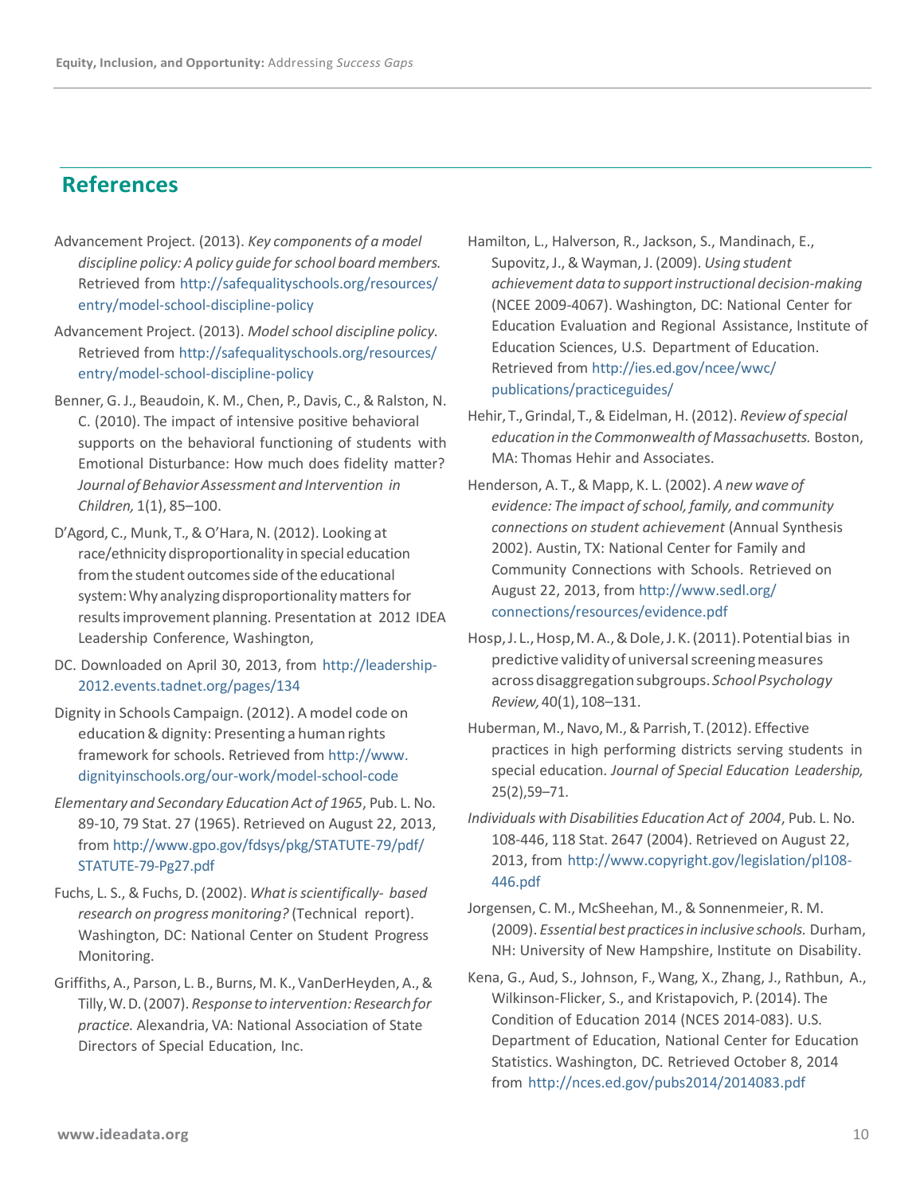## References

Advancement Project. (2013). *Key components of a model discipline policy: A policy guide for school board members.* Retrieved from http://safequalityschools.org/resources/entry/model-school-discipline-policy

Advancement Project. (2013). *Model school discipline policy.* Retrieved from http://safequalityschools.org/resources/entry/model-school-discipline-policy

Benner, G. J., Beaudoin, K. M., Chen, P., Davis, C., & Ralston, N. C. (2010). The impact of intensive positive behavioral supports on the behavioral functioning of students with Emotional Disturbance: How much does fidelity matter? *Journal of Behavior Assessment and Intervention in Children,* 1(1), 85–100.

D'Agord, C., Munk, T., & O'Hara, N. (2012). Looking at race/ethnicity disproportionality in special education from the student outcomes side of the educational system: Why analyzing disproportionality matters for results improvement planning. Presentation at 2012 IDEA Leadership Conference, Washington,

DC. Downloaded on April 30, 2013, from http://leadership-2012.events.tadnet.org/pages/134

Dignity in Schools Campaign. (2012). A model code on education & dignity: Presenting a human rights framework for schools. Retrieved from http://www.dignityinschools.org/our-work/model-school-code

*Elementary and Secondary Education Act of 1965*, Pub. L. No. 89-10, 79 Stat. 27 (1965). Retrieved on August 22, 2013, from http://www.gpo.gov/fdsys/pkg/STATUTE-79/pdf/STATUTE-79-Pg27.pdf

Fuchs, L. S., & Fuchs, D. (2002). *What is scientifically- based research on progress monitoring?* (Technical report). Washington, DC: National Center on Student Progress Monitoring.

Griffiths, A., Parson, L. B., Burns, M. K., VanDerHeyden, A., & Tilly, W. D. (2007). *Response to intervention: Research for practice.* Alexandria, VA: National Association of State Directors of Special Education, Inc.

Hamilton, L., Halverson, R., Jackson, S., Mandinach, E., Supovitz, J., & Wayman, J. (2009). *Using student achievement data to support instructional decision-making* (NCEE 2009-4067). Washington, DC: National Center for Education Evaluation and Regional Assistance, Institute of Education Sciences, U.S. Department of Education. Retrieved from http://ies.ed.gov/ncee/wwc/publications/practiceguides/

Hehir, T., Grindal, T., & Eidelman, H. (2012). *Review of special education in the Commonwealth of Massachusetts.* Boston, MA: Thomas Hehir and Associates.

Henderson, A. T., & Mapp, K. L. (2002). *A new wave of evidence: The impact of school, family, and community connections on student achievement* (Annual Synthesis 2002). Austin, TX: National Center for Family and Community Connections with Schools. Retrieved on August 22, 2013, from http://www.sedl.org/connections/resources/evidence.pdf

Hosp, J. L., Hosp, M. A., & Dole, J. K. (2011). Potential bias in predictive validity of universal screening measures across disaggregation subgroups. *School Psychology Review,* 40(1), 108–131.

Huberman, M., Navo, M., & Parrish, T. (2012). Effective practices in high performing districts serving students in special education. *Journal of Special Education Leadership,* 25(2),59–71.

*Individuals with Disabilities Education Act of 2004*, Pub. L. No. 108-446, 118 Stat. 2647 (2004). Retrieved on August 22, 2013, from http://www.copyright.gov/legislation/pl108-446.pdf

Jorgensen, C. M., McSheehan, M., & Sonnenmeier, R. M. (2009). *Essential best practices in inclusive schools.* Durham, NH: University of New Hampshire, Institute on Disability.

Kena, G., Aud, S., Johnson, F., Wang, X., Zhang, J., Rathbun, A., Wilkinson-Flicker, S., and Kristapovich, P. (2014). The Condition of Education 2014 (NCES 2014-083). U.S. Department of Education, National Center for Education Statistics. Washington, DC. Retrieved October 8, 2014 from http://nces.ed.gov/pubs2014/2014083.pdf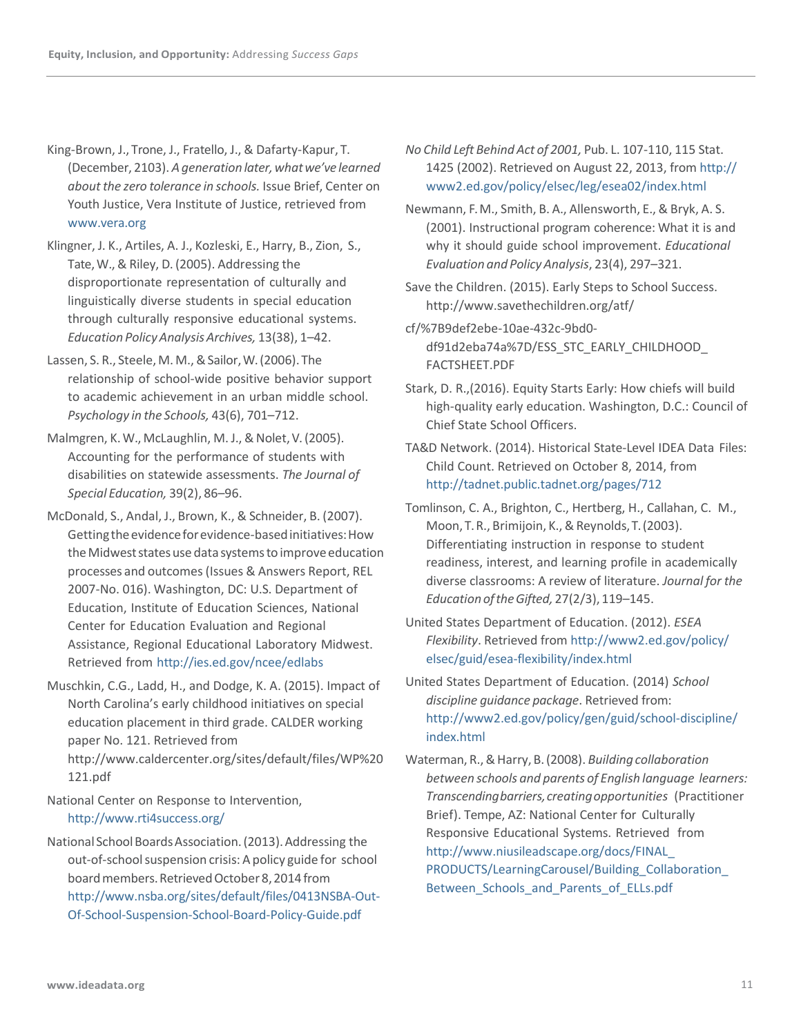King-Brown, J., Trone, J., Fratello, J., & Dafarty-Kapur, T. (December, 2103). *A generation later, what we've learned about the zero tolerance in schools.* Issue Brief, Center on Youth Justice, Vera Institute of Justice, retrieved from www.vera.org

Klingner, J. K., Artiles, A. J., Kozleski, E., Harry, B., Zion, S., Tate, W., & Riley, D. (2005). Addressing the disproportionate representation of culturally and linguistically diverse students in special education through culturally responsive educational systems. *Education Policy Analysis Archives,* 13(38), 1–42.

Lassen, S. R., Steele, M. M., & Sailor, W. (2006). The relationship of school-wide positive behavior support to academic achievement in an urban middle school. *Psychology in the Schools,* 43(6), 701–712.

Malmgren, K. W., McLaughlin, M. J., & Nolet, V. (2005). Accounting for the performance of students with disabilities on statewide assessments. *The Journal of Special Education,* 39(2), 86–96.

McDonald, S., Andal, J., Brown, K., & Schneider, B. (2007). Getting the evidence for evidence-based initiatives: How the Midwest states use data systems to improve education processes and outcomes (Issues & Answers Report, REL 2007-No. 016). Washington, DC: U.S. Department of Education, Institute of Education Sciences, National Center for Education Evaluation and Regional Assistance, Regional Educational Laboratory Midwest. Retrieved from http://ies.ed.gov/ncee/edlabs

Muschkin, C.G., Ladd, H., and Dodge, K. A. (2015). Impact of North Carolina's early childhood initiatives on special education placement in third grade. CALDER working paper No. 121. Retrieved from http://www.caldercenter.org/sites/default/files/WP%20121.pdf

National Center on Response to Intervention, http://www.rti4success.org/

National School Boards Association. (2013). Addressing the out-of-school suspension crisis: A policy guide for school board members. Retrieved October 8, 2014 from http://www.nsba.org/sites/default/files/0413NSBA-Out-Of-School-Suspension-School-Board-Policy-Guide.pdf

*No Child Left Behind Act of 2001,* Pub. L. 107-110, 115 Stat. 1425 (2002). Retrieved on August 22, 2013, from http://www2.ed.gov/policy/elsec/leg/esea02/index.html

Newmann, F. M., Smith, B. A., Allensworth, E., & Bryk, A. S. (2001). Instructional program coherence: What it is and why it should guide school improvement. *Educational Evaluation and Policy Analysis*, 23(4), 297–321.

Save the Children. (2015). Early Steps to School Success. http://www.savethechildren.org/atf/cf/%7B9def2ebe-10ae-432c-9bd0-df91d2eba74a%7D/ESS_STC_EARLY_CHILDHOOD_FACTSHEET.PDF

Stark, D. R.,(2016). Equity Starts Early: How chiefs will build high-quality early education. Washington, D.C.: Council of Chief State School Officers.

TA&D Network. (2014). Historical State-Level IDEA Data Files: Child Count. Retrieved on October 8, 2014, from http://tadnet.public.tadnet.org/pages/712

Tomlinson, C. A., Brighton, C., Hertberg, H., Callahan, C. M., Moon, T. R., Brimijoin, K., & Reynolds, T. (2003). Differentiating instruction in response to student readiness, interest, and learning profile in academically diverse classrooms: A review of literature. *Journal for the Education of the Gifted,* 27(2/3), 119–145.

United States Department of Education. (2012). *ESEA Flexibility*. Retrieved from http://www2.ed.gov/policy/elsec/guid/esea-flexibility/index.html

United States Department of Education. (2014) *School discipline guidance package*. Retrieved from: http://www2.ed.gov/policy/gen/guid/school-discipline/index.html

Waterman, R., & Harry, B. (2008). *Building collaboration between schools and parents of English language learners: Transcending barriers, creating opportunities* (Practitioner Brief). Tempe, AZ: National Center for Culturally Responsive Educational Systems. Retrieved from http://www.niusileadscape.org/docs/FINAL_PRODUCTS/LearningCarousel/Building_Collaboration_Between_Schools_and_Parents_of_ELLs.pdf